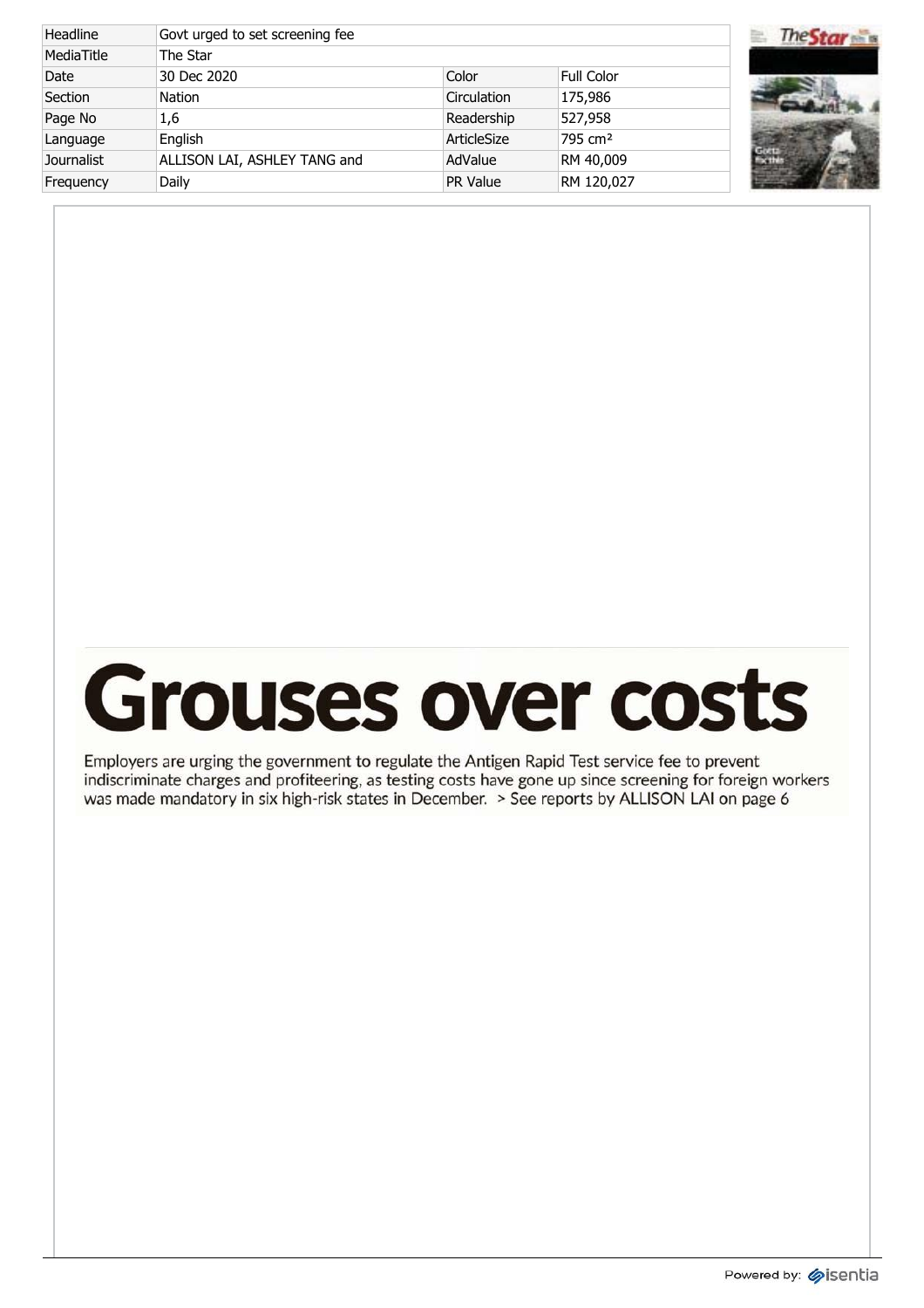| Headline | Govt urged to set screening fee | | |
|---|---|---|---|
| MediaTitle | The Star | | |
| Date | 30 Dec 2020 | Color | Full Color |
| Section | Nation | Circulation | 175,986 |
| Page No | 1,6 | Readership | 527,958 |
| Language | English | ArticleSize | 795 cm² |
| Journalist | ALLISON LAI, ASHLEY TANG and | AdValue | RM 40,009 |
| Frequency | Daily | PR Value | RM 120,027 |

# Grouses over costs

Employers are urging the government to regulate the Antigen Rapid Test service fee to prevent indiscriminate charges and profiteering, as testing costs have gone up since screening for foreign workers was made mandatory in six high-risk states in December. > See reports by ALLISON LAI on page 6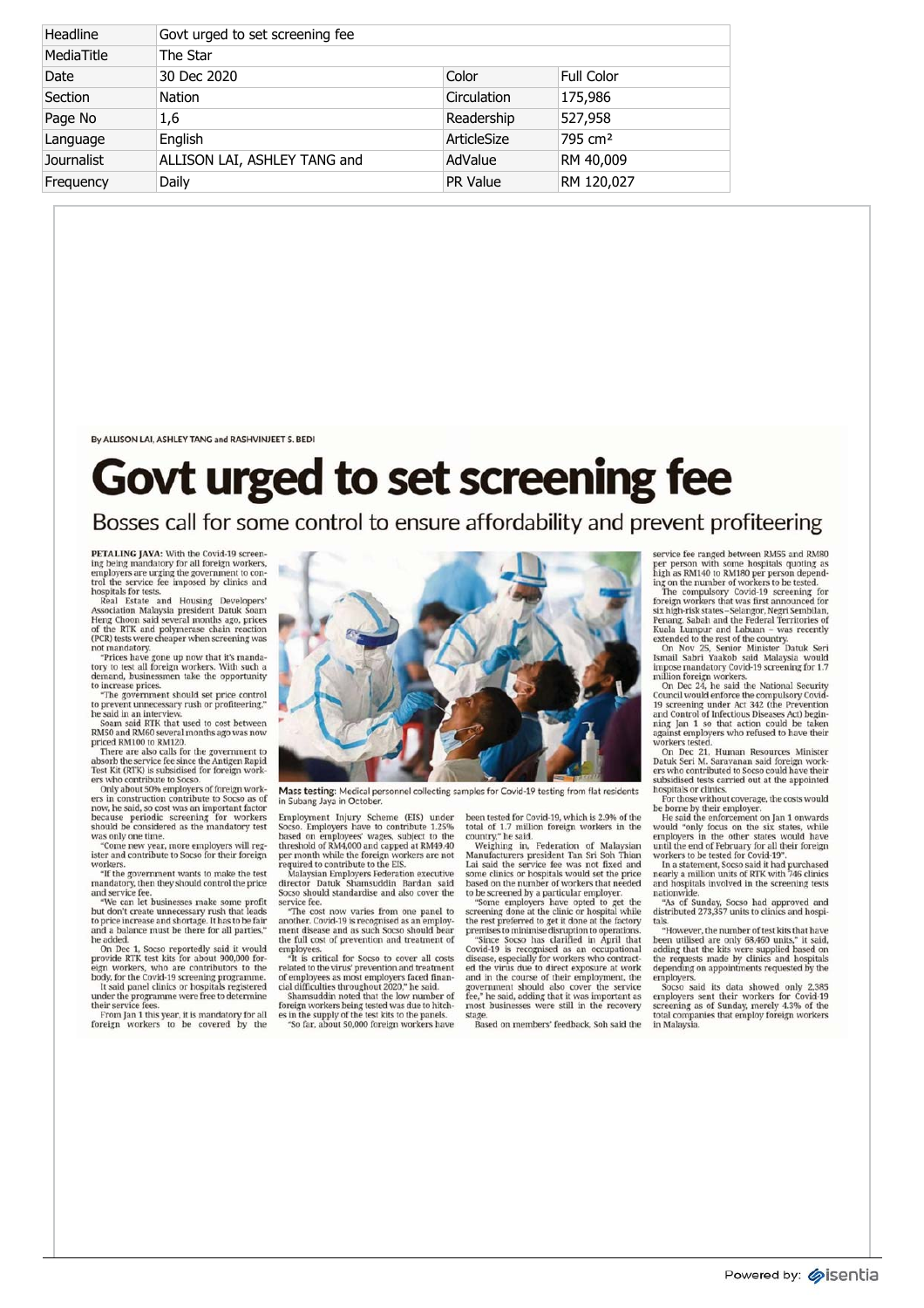| Headline | Govt urged to set screening fee | | |
|---|---|---|---|
| MediaTitle | The Star | | |
| Date | 30 Dec 2020 | Color | Full Color |
| Section | Nation | Circulation | 175,986 |
| Page No | 1,6 | Readership | 527,958 |
| Language | English | ArticleSize | 795 cm² |
| Journalist | ALLISON LAI, ASHLEY TANG and | AdValue | RM 40,009 |
| Frequency | Daily | PR Value | RM 120,027 |

By ALLISON LAI, ASHLEY TANG and RASHVINJEET S. BEDI

# Govt urged to set screening fee

## Bosses call for some control to ensure affordability and prevent profiteering

**PETALING JAYA:** With the Covid-19 screening being mandatory for all foreign workers, employers are urging the government to control the service fee imposed by clinics and hospitals for tests.

Real Estate and Housing Developers' Association Malaysia president Datuk Soam Heng Choon said several months ago, prices of the RTK and polymerase chain reaction (PCR) tests were cheaper when screening was not mandatory.

"Prices have gone up now that it's mandatory to test all foreign workers. With such a demand, businessmen take the opportunity to increase prices.

"The government should set price control to prevent unnecessary rush or profiteering," he said in an interview.

Soam said RTK that used to cost between RM50 and RM60 several months ago was now priced RM100 to RM120.

There are also calls for the government to absorb the service fee since the Antigen Rapid Test Kit (RTK) is subsidised for foreign workers who contribute to Socso.

Only about 50% employers of foreign workers in construction contribute to Socso as of now, he said, so cost was an important factor because periodic screening for workers should be considered as the mandatory test was only one time.

"Come new year, more employers will register and contribute to Socso for their foreign workers.

"If the government wants to make the test mandatory, then they should control the price and service fee.

"We can let businesses make some profit but don't create unnecessary rush that leads to price increase and shortage. It has to be fair and a balance must be there for all parties," he added.

On Dec 1, Socso reportedly said it would provide RTK test kits for about 900,000 foreign workers, who are contributors to the body, for the Covid-19 screening programme.

It said panel clinics or hospitals registered under the programme were free to determine their service fees.

From Jan 1 this year, it is mandatory for all foreign workers to be covered by the Employment Injury Scheme (EIS) under Socso. Employers have to contribute 1.25% based on employees' wages, subject to the threshold of RM4,000 and capped at RM49.40 per month while the foreign workers are not required to contribute to the EIS.

Malaysian Employers Federation executive director Datuk Shamsuddin Bardan said Socso should standardise and also cover the service fee.

"The cost now varies from one panel to another. Covid-19 is recognised as an employment disease and as such Socso should bear the full cost of prevention and treatment of employees.

"It is critical for Socso to cover all costs related to the virus' prevention and treatment of employees as most employers faced financial difficulties throughout 2020," he said.

Shamsuddin noted that the low number of foreign workers being tested was due to hitches in the supply of the test kits to the panels.

"So far, about 50,000 foreign workers have been tested for Covid-19, which is 2.9% of the total of 1.7 million foreign workers in the country," he said.

Weighing in, Federation of Malaysian Manufacturers president Tan Sri Soh Thian Lai said the service fee was not fixed and some clinics or hospitals would set the price based on the number of workers that needed to be screened by a particular employer.

"Some employers have opted to get the screening done at the clinic or hospital while the rest preferred to get it done at the factory premises to minimise disruption to operations.

"Since Socso has clarified in April that Covid-19 is recognised as an occupational disease, especially for workers who contracted the virus due to direct exposure at work and in the course of their employment, the government should also cover the service fee," he said, adding that it was important as most businesses were still in the recovery stage.

Based on members' feedback, Soh said the service fee ranged between RM55 and RM80 per person with some hospitals quoting as high as RM140 to RM180 per person depending on the number of workers to be tested.

The compulsory Covid-19 screening for foreign workers that was first announced for six high-risk states – Selangor, Negri Sembilan, Penang, Sabah and the Federal Territories of Kuala Lumpur and Labuan – was recently extended to the rest of the country.

On Nov 25, Senior Minister Datuk Seri Ismail Sabri Yaakob said Malaysia would impose mandatory Covid-19 screening for 1.7 million foreign workers.

On Dec 24, he said the National Security Council would enforce the compulsory Covid-19 screening under Act 342 (the Prevention and Control of Infectious Diseases Act) beginning Jan 1 so that action could be taken against employers who refused to have their workers tested.

On Dec 21, Human Resources Minister Datuk Seri M. Saravanan said foreign workers who contributed to Socso could have their subsidised tests carried out at the appointed hospitals or clinics.

For those without coverage, the costs would be borne by their employer.

He said the enforcement on Jan 1 onwards would "only focus on the six states, while employers in the other states would have until the end of February for all their foreign workers to be tested for Covid-19".

In a statement, Socso said it had purchased nearly a million units of RTK with 746 clinics and hospitals involved in the screening tests nationwide.

"As of Sunday, Socso had approved and distributed 273,357 units to clinics and hospitals.

"However, the number of test kits that have been utilised are only 68,460 units," it said, adding that the kits were supplied based on the requests made by clinics and hospitals depending on appointments requested by the employers.

Socso said its data showed only 2,385 employers sent their workers for Covid-19 screening as of Sunday, merely 4.3% of the total companies that employ foreign workers in Malaysia.

**Mass testing:** Medical personnel collecting samples for Covid-19 testing from flat residents in Subang Jaya in October.